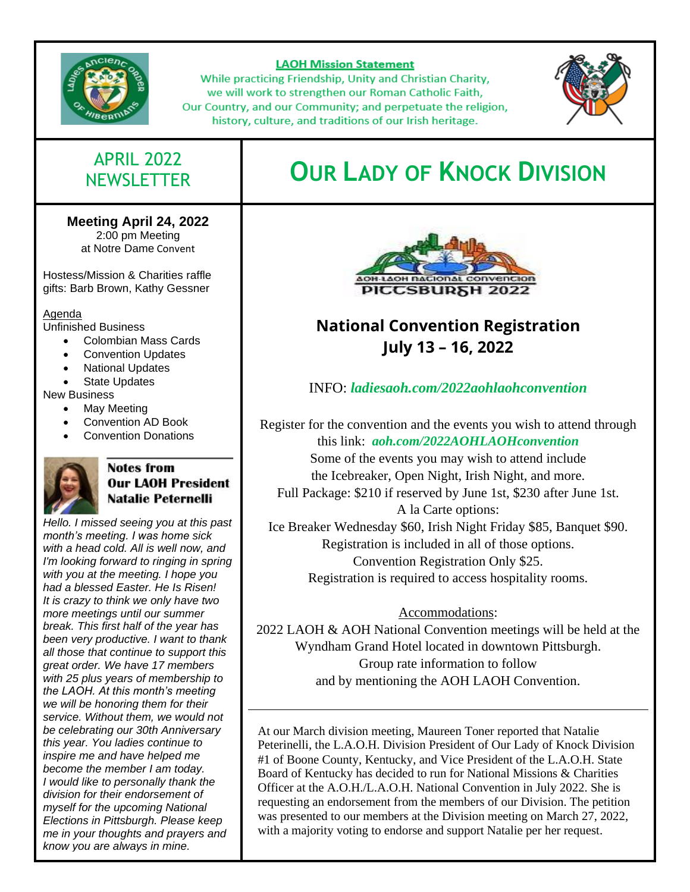**LAOH Mission Statement**

While practicing Friendship, Unity and Christian Charity, we will work to strengthen our Roman Catholic Faith, Our Country, and our Community; and perpetuate the religion, history, culture, and traditions of our Irish heritage.

## APRIL 2022 NEWSLETTER

# OUR LADY OF KNOCK DIVISION

**Meeting April 24, 2022**
2:00 pm Meeting
at Notre Dame Convent

Hostess/Mission & Charities raffle gifts: Barb Brown, Kathy Gessner

Agenda

Unfinished Business

- Colombian Mass Cards
- Convention Updates
- National Updates
- State Updates

New Business

- May Meeting
- Convention AD Book
- Convention Donations

### Notes from Our LAOH President Natalie Peternelli

*Hello. I missed seeing you at this past month's meeting. I was home sick with a head cold. All is well now, and I'm looking forward to ringing in spring with you at the meeting. I hope you had a blessed Easter. He Is Risen! It is crazy to think we only have two more meetings until our summer break. This first half of the year has been very productive. I want to thank all those that continue to support this great order. We have 17 members with 25 plus years of membership to the LAOH. At this month's meeting we will be honoring them for their service. Without them, we would not be celebrating our 30th Anniversary this year. You ladies continue to inspire me and have helped me become the member I am today. I would like to personally thank the division for their endorsement of myself for the upcoming National Elections in Pittsburgh. Please keep me in your thoughts and prayers and know you are always in mine.*

AOH-LAOH NATIONAL CONVENTION
PITTSBURGH 2022

## National Convention Registration July 13 – 16, 2022

INFO: ***ladiesaoh.com/2022aohlaohconvention***

Register for the convention and the events you wish to attend through this link: ***aoh.com/2022AOHLAOHconvention***
Some of the events you may wish to attend include the Icebreaker, Open Night, Irish Night, and more.
Full Package: $210 if reserved by June 1st, $230 after June 1st.
A la Carte options:
Ice Breaker Wednesday $60, Irish Night Friday $85, Banquet $90.
Registration is included in all of those options.
Convention Registration Only $25.
Registration is required to access hospitality rooms.

Accommodations:
2022 LAOH & AOH National Convention meetings will be held at the Wyndham Grand Hotel located in downtown Pittsburgh.
Group rate information to follow and by mentioning the AOH LAOH Convention.

---

At our March division meeting, Maureen Toner reported that Natalie Peterinelli, the L.A.O.H. Division President of Our Lady of Knock Division #1 of Boone County, Kentucky, and Vice President of the L.A.O.H. State Board of Kentucky has decided to run for National Missions & Charities Officer at the A.O.H./L.A.O.H. National Convention in July 2022. She is requesting an endorsement from the members of our Division. The petition was presented to our members at the Division meeting on March 27, 2022, with a majority voting to endorse and support Natalie per her request.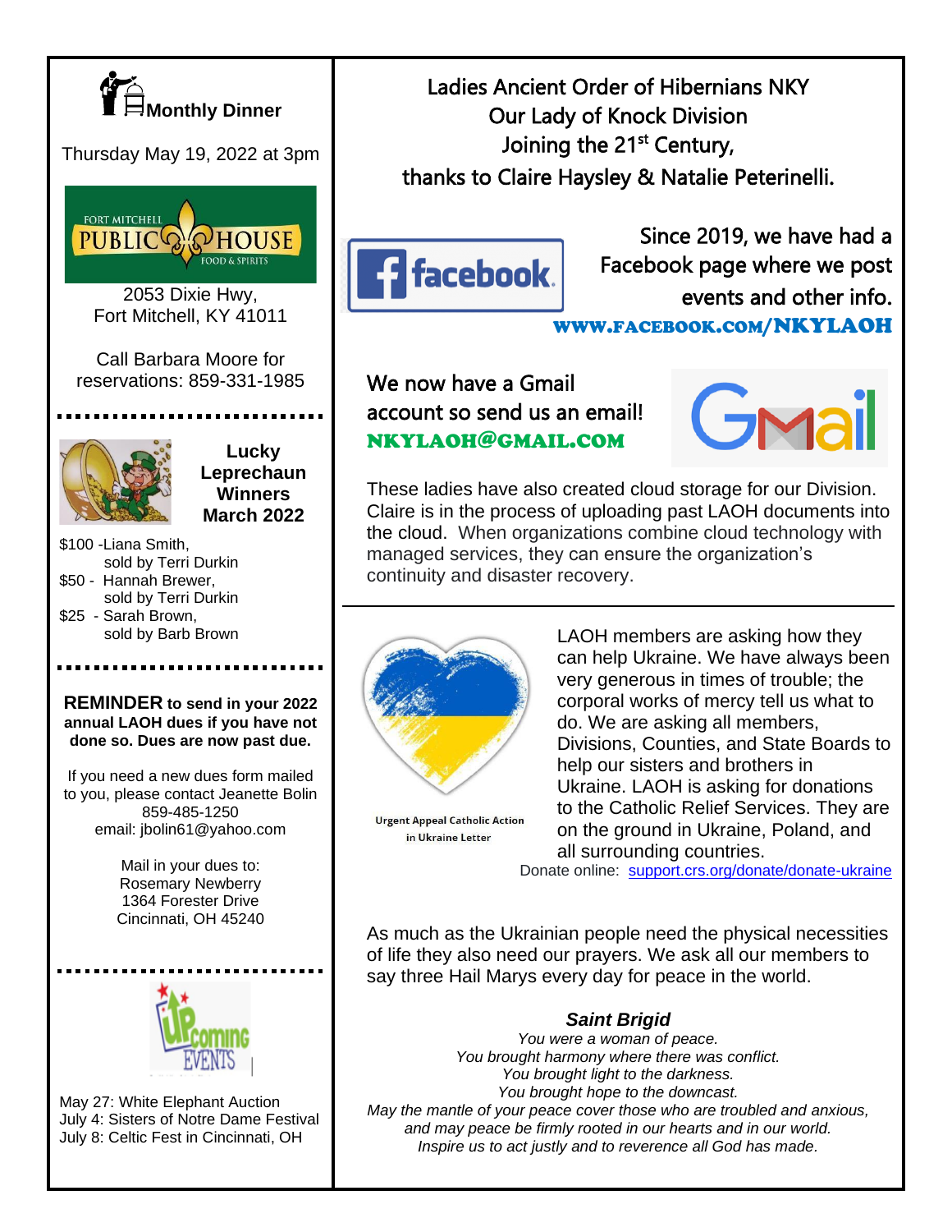## Monthly Dinner

Thursday May 19, 2022 at 3pm

FORT MITCHELL PUBLIC HOUSE FOOD & SPIRITS

2053 Dixie Hwy,
Fort Mitchell, KY 41011

Call Barbara Moore for reservations: 859-331-1985

---

### Lucky Leprechaun Winners March 2022

$100 - Liana Smith,
sold by Terri Durkin
$50 - Hannah Brewer,
sold by Terri Durkin
$25 - Sarah Brown,
sold by Barb Brown

---

**REMINDER to send in your 2022 annual LAOH dues if you have not done so. Dues are now past due.**

If you need a new dues form mailed to you, please contact Jeanette Bolin
859-485-1250
email: jbolin61@yahoo.com

Mail in your dues to:
Rosemary Newberry
1364 Forester Drive
Cincinnati, OH 45240

---

Upcoming Events

May 27: White Elephant Auction
July 4: Sisters of Notre Dame Festival
July 8: Celtic Fest in Cincinnati, OH

---

## Ladies Ancient Order of Hibernians NKY Our Lady of Knock Division Joining the 21st Century, thanks to Claire Haysley & Natalie Peterinelli.

Since 2019, we have had a Facebook page where we post events and other info.
WWW.FACEBOOK.COM/NKYLAOH

We now have a Gmail account so send us an email!
NKYLAOH@GMAIL.COM

These ladies have also created cloud storage for our Division. Claire is in the process of uploading past LAOH documents into the cloud. When organizations combine cloud technology with managed services, they can ensure the organization's continuity and disaster recovery.

---

LAOH members are asking how they can help Ukraine. We have always been very generous in times of trouble; the corporal works of mercy tell us what to do. We are asking all members, Divisions, Counties, and State Boards to help our sisters and brothers in Ukraine. LAOH is asking for donations to the Catholic Relief Services. They are on the ground in Ukraine, Poland, and all surrounding countries.

Urgent Appeal Catholic Action in Ukraine Letter

Donate online: support.crs.org/donate/donate-ukraine

As much as the Ukrainian people need the physical necessities of life they also need our prayers. We ask all our members to say three Hail Marys every day for peace in the world.

***Saint Brigid***

*You were a woman of peace.*
*You brought harmony where there was conflict.*
*You brought light to the darkness.*
*You brought hope to the downcast.*
*May the mantle of your peace cover those who are troubled and anxious,*
*and may peace be firmly rooted in our hearts and in our world.*
*Inspire us to act justly and to reverence all God has made.*